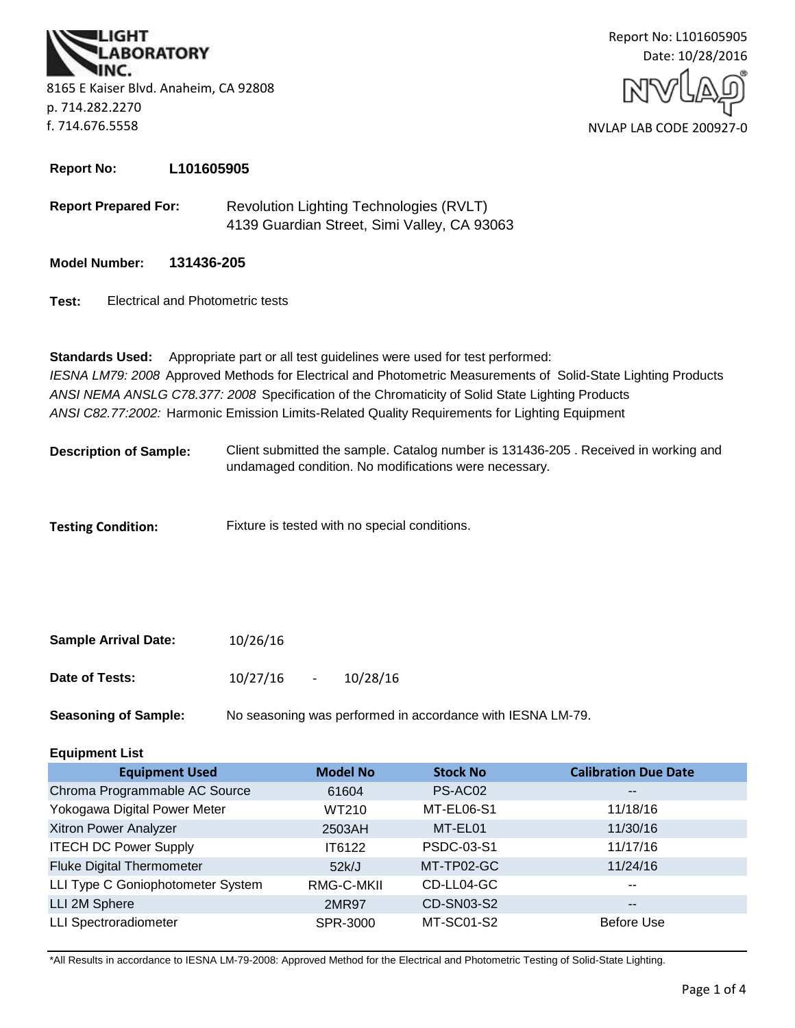LIGHT LABORATORY INC.

8165 E Kaiser Blvd. Anaheim, CA 92808
p. 714.282.2270
f. 714.676.5558

Report No: L101605905
Date: 10/28/2016

NVLAP LAB CODE 200927-0

**Report No:** **L101605905**

**Report Prepared For:** Revolution Lighting Technologies (RVLT)
4139 Guardian Street, Simi Valley, CA 93063

**Model Number:** **131436-205**

**Test:** Electrical and Photometric tests

**Standards Used:** Appropriate part or all test guidelines were used for test performed:
*IESNA LM79: 2008* Approved Methods for Electrical and Photometric Measurements of Solid-State Lighting Products
*ANSI NEMA ANSLG C78.377: 2008* Specification of the Chromaticity of Solid State Lighting Products
*ANSI C82.77:2002:* Harmonic Emission Limits-Related Quality Requirements for Lighting Equipment

**Description of Sample:** Client submitted the sample. Catalog number is 131436-205 . Received in working and undamaged condition. No modifications were necessary.

**Testing Condition:** Fixture is tested with no special conditions.

**Sample Arrival Date:** 10/26/16

**Date of Tests:** 10/27/16 - 10/28/16

**Seasoning of Sample:** No seasoning was performed in accordance with IESNA LM-79.

**Equipment List**

| Equipment Used | Model No | Stock No | Calibration Due Date |
|---|---|---|---|
| Chroma Programmable AC Source | 61604 | PS-AC02 | -- |
| Yokogawa Digital Power Meter | WT210 | MT-EL06-S1 | 11/18/16 |
| Xitron Power Analyzer | 2503AH | MT-EL01 | 11/30/16 |
| ITECH DC Power Supply | IT6122 | PSDC-03-S1 | 11/17/16 |
| Fluke Digital Thermometer | 52k/J | MT-TP02-GC | 11/24/16 |
| LLI Type C Goniophotometer System | RMG-C-MKII | CD-LL04-GC | -- |
| LLI 2M Sphere | 2MR97 | CD-SN03-S2 | -- |
| LLI Spectroradiometer | SPR-3000 | MT-SC01-S2 | Before Use |

*All Results in accordance to IESNA LM-79-2008: Approved Method for the Electrical and Photometric Testing of Solid-State Lighting.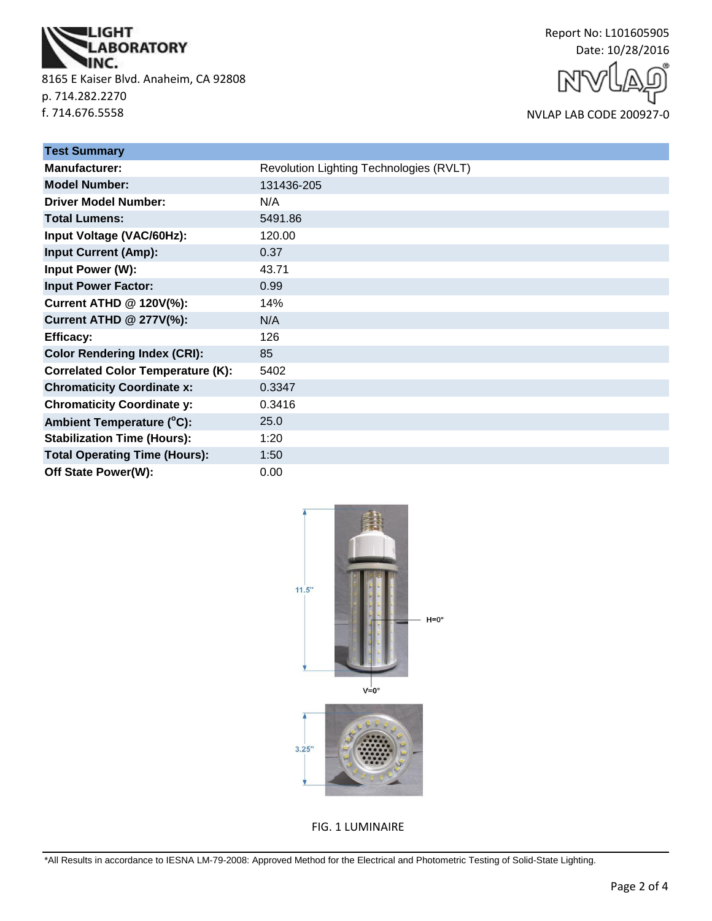LIGHT LABORATORY INC.
8165 E Kaiser Blvd. Anaheim, CA 92808
p. 714.282.2270
f. 714.676.5558

Report No: L101605905
Date: 10/28/2016
NVLAP LAB CODE 200927-0

| Test Summary | |
|---|---|
| **Manufacturer:** | Revolution Lighting Technologies (RVLT) |
| **Model Number:** | 131436-205 |
| **Driver Model Number:** | N/A |
| **Total Lumens:** | 5491.86 |
| **Input Voltage (VAC/60Hz):** | 120.00 |
| **Input Current (Amp):** | 0.37 |
| **Input Power (W):** | 43.71 |
| **Input Power Factor:** | 0.99 |
| **Current ATHD @ 120V(%):** | 14% |
| **Current ATHD @ 277V(%):** | N/A |
| **Efficacy:** | 126 |
| **Color Rendering Index (CRI):** | 85 |
| **Correlated Color Temperature (K):** | 5402 |
| **Chromaticity Coordinate x:** | 0.3347 |
| **Chromaticity Coordinate y:** | 0.3416 |
| **Ambient Temperature (°C):** | 25.0 |
| **Stabilization Time (Hours):** | 1:20 |
| **Total Operating Time (Hours):** | 1:50 |
| **Off State Power(W):** | 0.00 |

11.5"

H=0°

V=0°

3.25"

FIG. 1 LUMINAIRE

*All Results in accordance to IESNA LM-79-2008: Approved Method for the Electrical and Photometric Testing of Solid-State Lighting.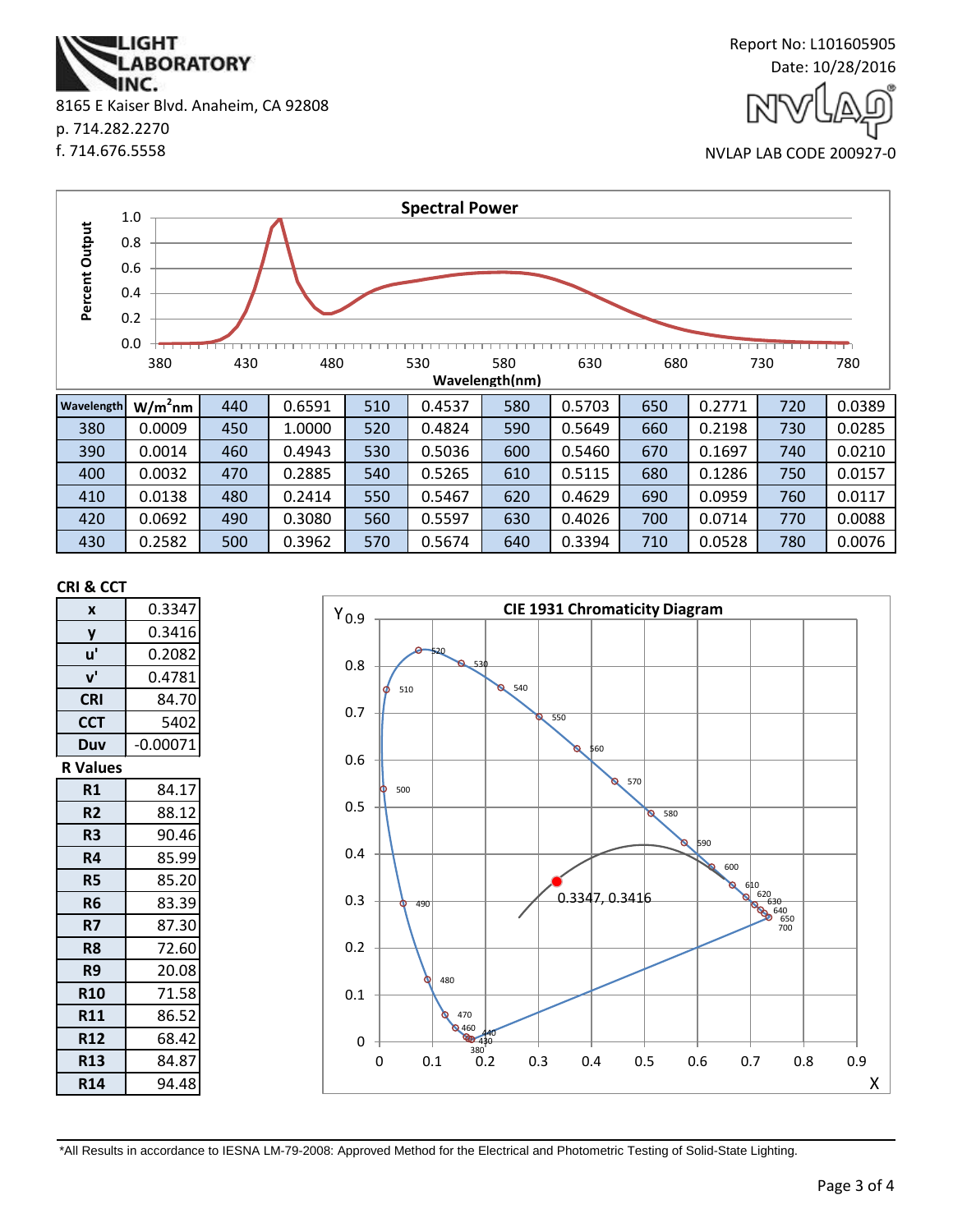LIGHT LABORATORY INC.
8165 E Kaiser Blvd. Anaheim, CA 92808
p. 714.282.2270
f. 714.676.5558

Report No: L101605905
Date: 10/28/2016

NVLAP LAB CODE 200927-0

## Spectral Power

| Wavelength | $W/m^2nm$ | | | | | | | | | | |
|---|---|---|---|---|---|---|---|---|---|---|---|
| 380 | 0.0009 | 440 | 0.6591 | 510 | 0.4537 | 580 | 0.5703 | 650 | 0.2771 | 720 | 0.0389 |
| 390 | 0.0014 | 450 | 1.0000 | 520 | 0.4824 | 590 | 0.5649 | 660 | 0.2198 | 730 | 0.0285 |
| 400 | 0.0032 | 460 | 0.4943 | 530 | 0.5036 | 600 | 0.5460 | 670 | 0.1697 | 740 | 0.0210 |
| 410 | 0.0138 | 470 | 0.2885 | 540 | 0.5265 | 610 | 0.5115 | 680 | 0.1286 | 750 | 0.0157 |
| 420 | 0.0692 | 480 | 0.2414 | 550 | 0.5467 | 620 | 0.4629 | 690 | 0.0959 | 760 | 0.0117 |
| 430 | 0.2582 | 490 | 0.3080 | 560 | 0.5597 | 630 | 0.4026 | 700 | 0.0714 | 770 | 0.0088 |
| | | 500 | 0.3962 | 570 | 0.5674 | 640 | 0.3394 | 710 | 0.0528 | 780 | 0.0076 |

### CRI & CCT

| | |
|---|---|
| x | 0.3347 |
| y | 0.3416 |
| u' | 0.2082 |
| v' | 0.4781 |
| CRI | 84.70 |
| CCT | 5402 |
| Duv | -0.00071 |

### R Values

| | |
|---|---|
| R1 | 84.17 |
| R2 | 88.12 |
| R3 | 90.46 |
| R4 | 85.99 |
| R5 | 85.20 |
| R6 | 83.39 |
| R7 | 87.30 |
| R8 | 72.60 |
| R9 | 20.08 |
| R10 | 71.58 |
| R11 | 86.52 |
| R12 | 68.42 |
| R13 | 84.87 |
| R14 | 94.48 |

### CIE 1931 Chromaticity Diagram

0.3347, 0.3416

*All Results in accordance to IESNA LM-79-2008: Approved Method for the Electrical and Photometric Testing of Solid-State Lighting.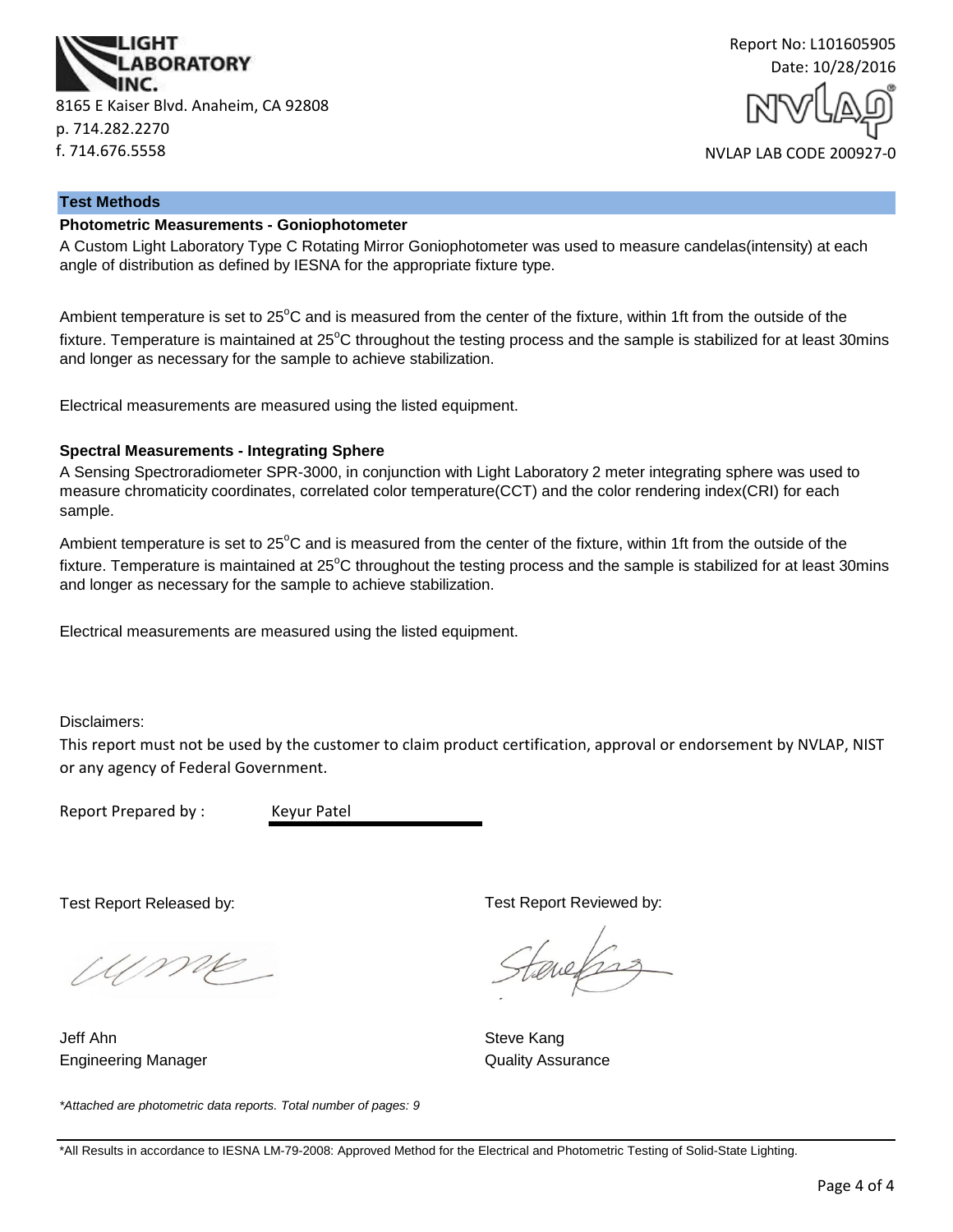LIGHT LABORATORY INC.

8165 E Kaiser Blvd. Anaheim, CA 92808
p. 714.282.2270
f. 714.676.5558

Report No: L101605905
Date: 10/28/2016

NVLAP LAB CODE 200927-0

## Test Methods

### Photometric Measurements - Goniophotometer

A Custom Light Laboratory Type C Rotating Mirror Goniophotometer was used to measure candelas(intensity) at each angle of distribution as defined by IESNA for the appropriate fixture type.

Ambient temperature is set to 25$^{o}$C and is measured from the center of the fixture, within 1ft from the outside of the fixture. Temperature is maintained at 25$^{o}$C throughout the testing process and the sample is stabilized for at least 30mins and longer as necessary for the sample to achieve stabilization.

Electrical measurements are measured using the listed equipment.

### Spectral Measurements - Integrating Sphere

A Sensing Spectroradiometer SPR-3000, in conjunction with Light Laboratory 2 meter integrating sphere was used to measure chromaticity coordinates, correlated color temperature(CCT) and the color rendering index(CRI) for each sample.

Ambient temperature is set to 25$^{o}$C and is measured from the center of the fixture, within 1ft from the outside of the fixture. Temperature is maintained at 25$^{o}$C throughout the testing process and the sample is stabilized for at least 30mins and longer as necessary for the sample to achieve stabilization.

Electrical measurements are measured using the listed equipment.

Disclaimers:

This report must not be used by the customer to claim product certification, approval or endorsement by NVLAP, NIST or any agency of Federal Government.

Report Prepared by : Keyur Patel

Test Report Released by:

Jeff Ahn
Engineering Manager

Test Report Reviewed by:

Steve Kang
Quality Assurance

*Attached are photometric data reports. Total number of pages: 9*

*All Results in accordance to IESNA LM-79-2008: Approved Method for the Electrical and Photometric Testing of Solid-State Lighting.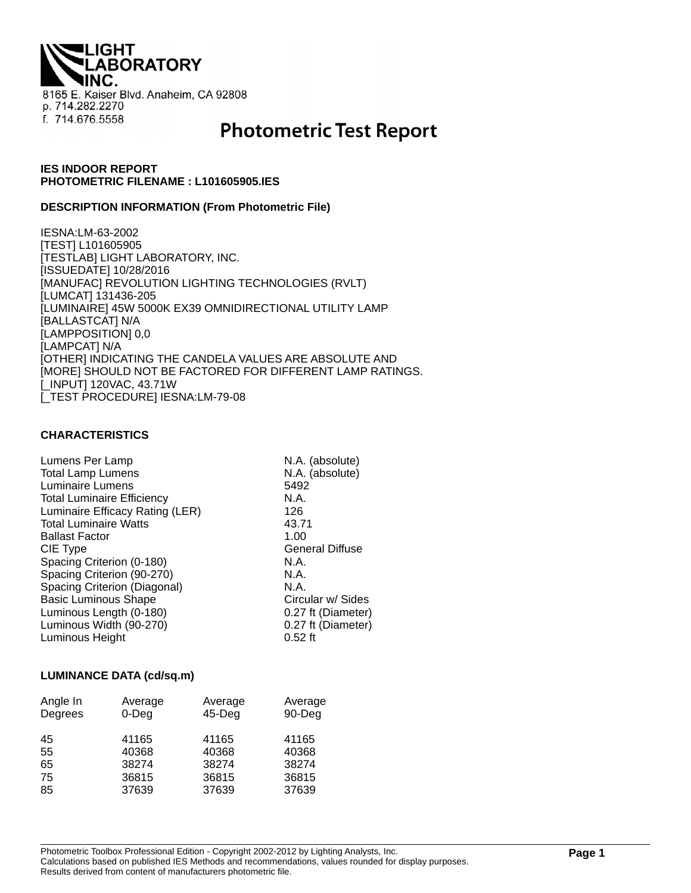LIGHT LABORATORY INC.

8165 E. Kaiser Blvd. Anaheim, CA 92808
p. 714.282.2270
f. 714.676.5558

# Photometric Test Report

**IES INDOOR REPORT**
**PHOTOMETRIC FILENAME : L101605905.IES**

**DESCRIPTION INFORMATION (From Photometric File)**

IESNA:LM-63-2002
[TEST] L101605905
[TESTLAB] LIGHT LABORATORY, INC.
[ISSUEDATE] 10/28/2016
[MANUFAC] REVOLUTION LIGHTING TECHNOLOGIES (RVLT)
[LUMCAT] 131436-205
[LUMINAIRE] 45W 5000K EX39 OMNIDIRECTIONAL UTILITY LAMP
[BALLASTCAT] N/A
[LAMPPOSITION] 0,0
[LAMPCAT] N/A
[OTHER] INDICATING THE CANDELA VALUES ARE ABSOLUTE AND
[MORE] SHOULD NOT BE FACTORED FOR DIFFERENT LAMP RATINGS.
[_INPUT] 120VAC, 43.71W
[_TEST PROCEDURE] IESNA:LM-79-08

**CHARACTERISTICS**

| | |
|---|---|
| Lumens Per Lamp | N.A. (absolute) |
| Total Lamp Lumens | N.A. (absolute) |
| Luminaire Lumens | 5492 |
| Total Luminaire Efficiency | N.A. |
| Luminaire Efficacy Rating (LER) | 126 |
| Total Luminaire Watts | 43.71 |
| Ballast Factor | 1.00 |
| CIE Type | General Diffuse |
| Spacing Criterion (0-180) | N.A. |
| Spacing Criterion (90-270) | N.A. |
| Spacing Criterion (Diagonal) | N.A. |
| Basic Luminous Shape | Circular w/ Sides |
| Luminous Length (0-180) | 0.27 ft (Diameter) |
| Luminous Width (90-270) | 0.27 ft (Diameter) |
| Luminous Height | 0.52 ft |

**LUMINANCE DATA (cd/sq.m)**

| Angle In Degrees | Average 0-Deg | Average 45-Deg | Average 90-Deg |
|---|---|---|---|
| 45 | 41165 | 41165 | 41165 |
| 55 | 40368 | 40368 | 40368 |
| 65 | 38274 | 38274 | 38274 |
| 75 | 36815 | 36815 | 36815 |
| 85 | 37639 | 37639 | 37639 |

Photometric Toolbox Professional Edition - Copyright 2002-2012 by Lighting Analysts, Inc.
Calculations based on published IES Methods and recommendations, values rounded for display purposes.
Results derived from content of manufacturers photometric file.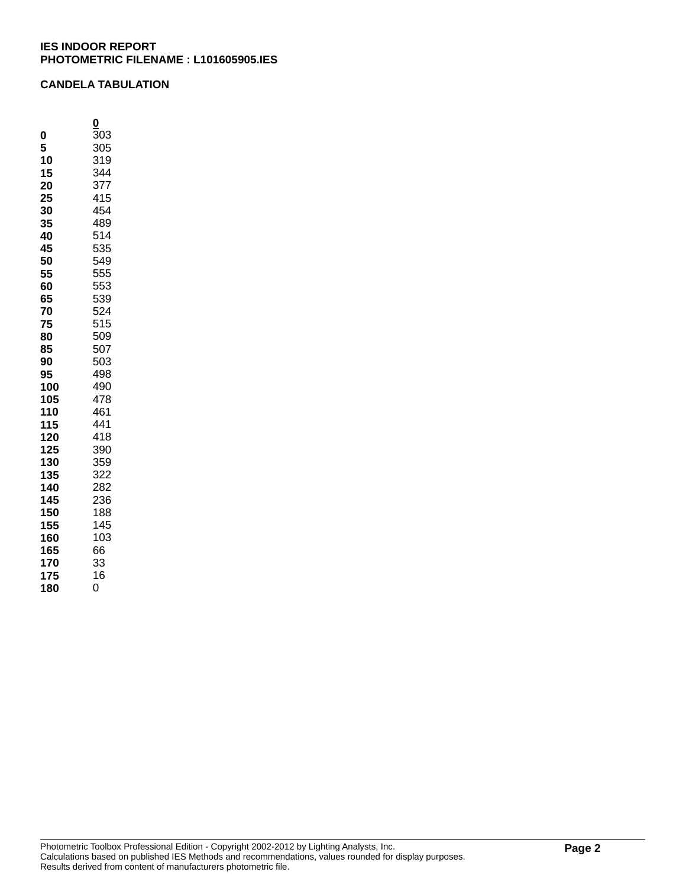**IES INDOOR REPORT**
**PHOTOMETRIC FILENAME : L101605905.IES**

**CANDELA TABULATION**

| | 0 |
|---|---|
| **0** | 303 |
| **5** | 305 |
| **10** | 319 |
| **15** | 344 |
| **20** | 377 |
| **25** | 415 |
| **30** | 454 |
| **35** | 489 |
| **40** | 514 |
| **45** | 535 |
| **50** | 549 |
| **55** | 555 |
| **60** | 553 |
| **65** | 539 |
| **70** | 524 |
| **75** | 515 |
| **80** | 509 |
| **85** | 507 |
| **90** | 503 |
| **95** | 498 |
| **100** | 490 |
| **105** | 478 |
| **110** | 461 |
| **115** | 441 |
| **120** | 418 |
| **125** | 390 |
| **130** | 359 |
| **135** | 322 |
| **140** | 282 |
| **145** | 236 |
| **150** | 188 |
| **155** | 145 |
| **160** | 103 |
| **165** | 66 |
| **170** | 33 |
| **175** | 16 |
| **180** | 0 |

Photometric Toolbox Professional Edition - Copyright 2002-2012 by Lighting Analysts, Inc.
Calculations based on published IES Methods and recommendations, values rounded for display purposes.
Results derived from content of manufacturers photometric file.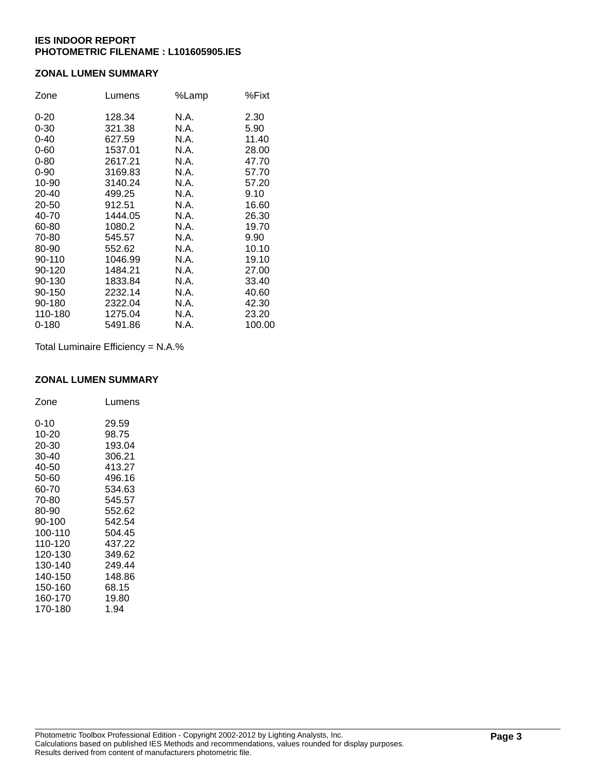**IES INDOOR REPORT**
**PHOTOMETRIC FILENAME : L101605905.IES**

**ZONAL LUMEN SUMMARY**

| Zone | Lumens | %Lamp | %Fixt |
|---|---|---|---|
| 0-20 | 128.34 | N.A. | 2.30 |
| 0-30 | 321.38 | N.A. | 5.90 |
| 0-40 | 627.59 | N.A. | 11.40 |
| 0-60 | 1537.01 | N.A. | 28.00 |
| 0-80 | 2617.21 | N.A. | 47.70 |
| 0-90 | 3169.83 | N.A. | 57.70 |
| 10-90 | 3140.24 | N.A. | 57.20 |
| 20-40 | 499.25 | N.A. | 9.10 |
| 20-50 | 912.51 | N.A. | 16.60 |
| 40-70 | 1444.05 | N.A. | 26.30 |
| 60-80 | 1080.2 | N.A. | 19.70 |
| 70-80 | 545.57 | N.A. | 9.90 |
| 80-90 | 552.62 | N.A. | 10.10 |
| 90-110 | 1046.99 | N.A. | 19.10 |
| 90-120 | 1484.21 | N.A. | 27.00 |
| 90-130 | 1833.84 | N.A. | 33.40 |
| 90-150 | 2232.14 | N.A. | 40.60 |
| 90-180 | 2322.04 | N.A. | 42.30 |
| 110-180 | 1275.04 | N.A. | 23.20 |
| 0-180 | 5491.86 | N.A. | 100.00 |

Total Luminaire Efficiency = N.A.%

**ZONAL LUMEN SUMMARY**

| Zone | Lumens |
|---|---|
| 0-10 | 29.59 |
| 10-20 | 98.75 |
| 20-30 | 193.04 |
| 30-40 | 306.21 |
| 40-50 | 413.27 |
| 50-60 | 496.16 |
| 60-70 | 534.63 |
| 70-80 | 545.57 |
| 80-90 | 552.62 |
| 90-100 | 542.54 |
| 100-110 | 504.45 |
| 110-120 | 437.22 |
| 120-130 | 349.62 |
| 130-140 | 249.44 |
| 140-150 | 148.86 |
| 150-160 | 68.15 |
| 160-170 | 19.80 |
| 170-180 | 1.94 |

Photometric Toolbox Professional Edition - Copyright 2002-2012 by Lighting Analysts, Inc.
Calculations based on published IES Methods and recommendations, values rounded for display purposes.
Results derived from content of manufacturers photometric file.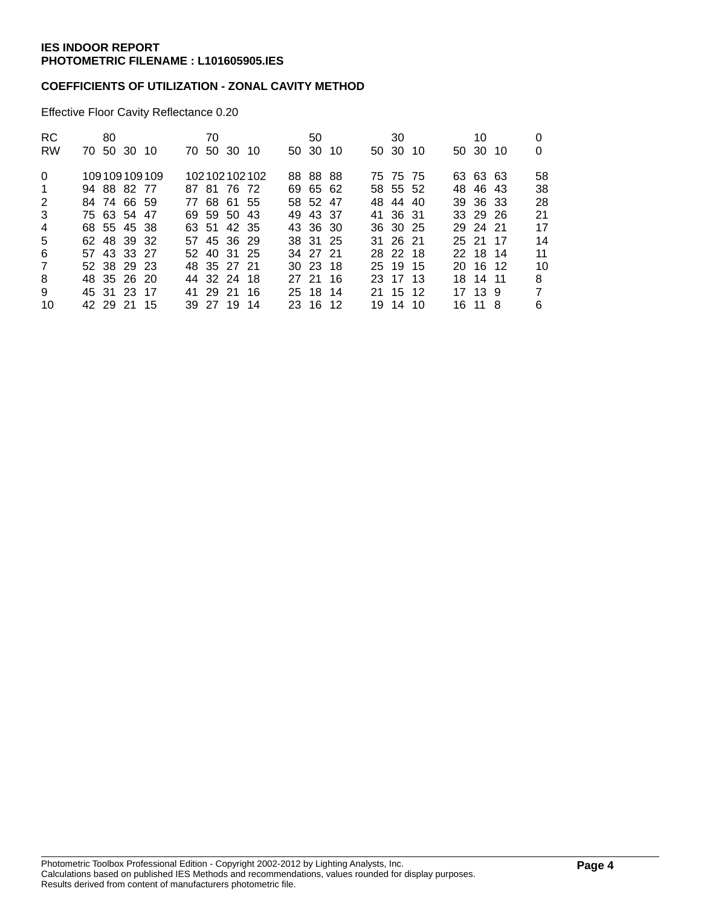**IES INDOOR REPORT**
**PHOTOMETRIC FILENAME : L101605905.IES**

**COEFFICIENTS OF UTILIZATION - ZONAL CAVITY METHOD**

Effective Floor Cavity Reflectance 0.20

| RC | 80 | | | | 70 | | | | 50 | | | 30 | | | 10 | | | 0 |
|---|---|---|---|---|---|---|---|---|---|---|---|---|---|---|---|---|---|---|
| RW | 70 | 50 | 30 | 10 | 70 | 50 | 30 | 10 | 50 | 30 | 10 | 50 | 30 | 10 | 50 | 30 | 10 | 0 |
| 0 | 109 | 109 | 109 | 109 | 102 | 102 | 102 | 102 | 88 | 88 | 88 | 75 | 75 | 75 | 63 | 63 | 63 | 58 |
| 1 | 94 | 88 | 82 | 77 | 87 | 81 | 76 | 72 | 69 | 65 | 62 | 58 | 55 | 52 | 48 | 46 | 43 | 38 |
| 2 | 84 | 74 | 66 | 59 | 77 | 68 | 61 | 55 | 58 | 52 | 47 | 48 | 44 | 40 | 39 | 36 | 33 | 28 |
| 3 | 75 | 63 | 54 | 47 | 69 | 59 | 50 | 43 | 49 | 43 | 37 | 41 | 36 | 31 | 33 | 29 | 26 | 21 |
| 4 | 68 | 55 | 45 | 38 | 63 | 51 | 42 | 35 | 43 | 36 | 30 | 36 | 30 | 25 | 29 | 24 | 21 | 17 |
| 5 | 62 | 48 | 39 | 32 | 57 | 45 | 36 | 29 | 38 | 31 | 25 | 31 | 26 | 21 | 25 | 21 | 17 | 14 |
| 6 | 57 | 43 | 33 | 27 | 52 | 40 | 31 | 25 | 34 | 27 | 21 | 28 | 22 | 18 | 22 | 18 | 14 | 11 |
| 7 | 52 | 38 | 29 | 23 | 48 | 35 | 27 | 21 | 30 | 23 | 18 | 25 | 19 | 15 | 20 | 16 | 12 | 10 |
| 8 | 48 | 35 | 26 | 20 | 44 | 32 | 24 | 18 | 27 | 21 | 16 | 23 | 17 | 13 | 18 | 14 | 11 | 8 |
| 9 | 45 | 31 | 23 | 17 | 41 | 29 | 21 | 16 | 25 | 18 | 14 | 21 | 15 | 12 | 17 | 13 | 9 | 7 |
| 10 | 42 | 29 | 21 | 15 | 39 | 27 | 19 | 14 | 23 | 16 | 12 | 19 | 14 | 10 | 16 | 11 | 8 | 6 |

Photometric Toolbox Professional Edition - Copyright 2002-2012 by Lighting Analysts, Inc.
Calculations based on published IES Methods and recommendations, values rounded for display purposes.
Results derived from content of manufacturers photometric file.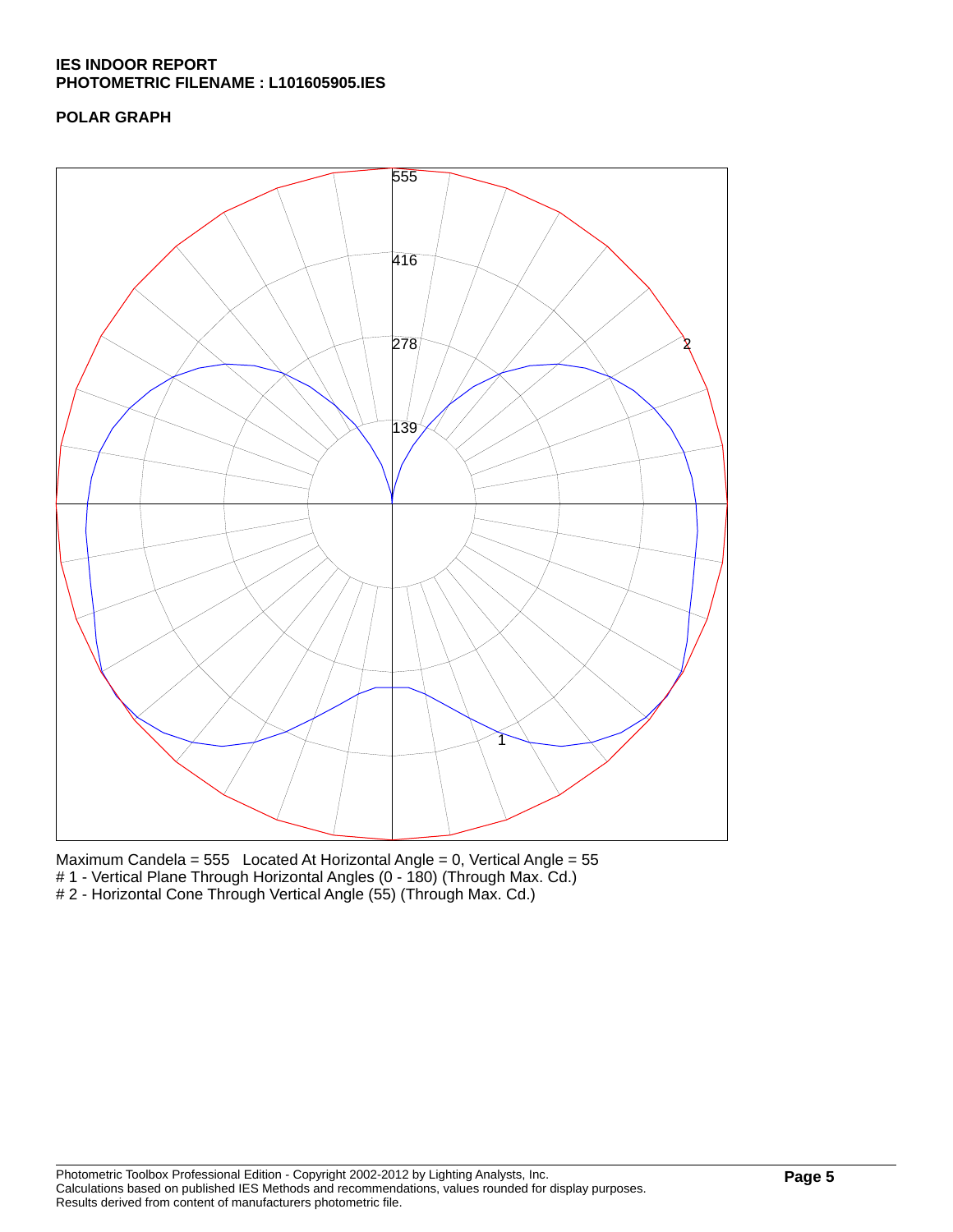**IES INDOOR REPORT**
**PHOTOMETRIC FILENAME : L101605905.IES**

**POLAR GRAPH**

555
416
278
139
2
1

Maximum Candela = 555   Located At Horizontal Angle = 0, Vertical Angle = 55
# 1 - Vertical Plane Through Horizontal Angles (0 - 180) (Through Max. Cd.)
# 2 - Horizontal Cone Through Vertical Angle (55) (Through Max. Cd.)

Photometric Toolbox Professional Edition - Copyright 2002-2012 by Lighting Analysts, Inc.
Calculations based on published IES Methods and recommendations, values rounded for display purposes.
Results derived from content of manufacturers photometric file.